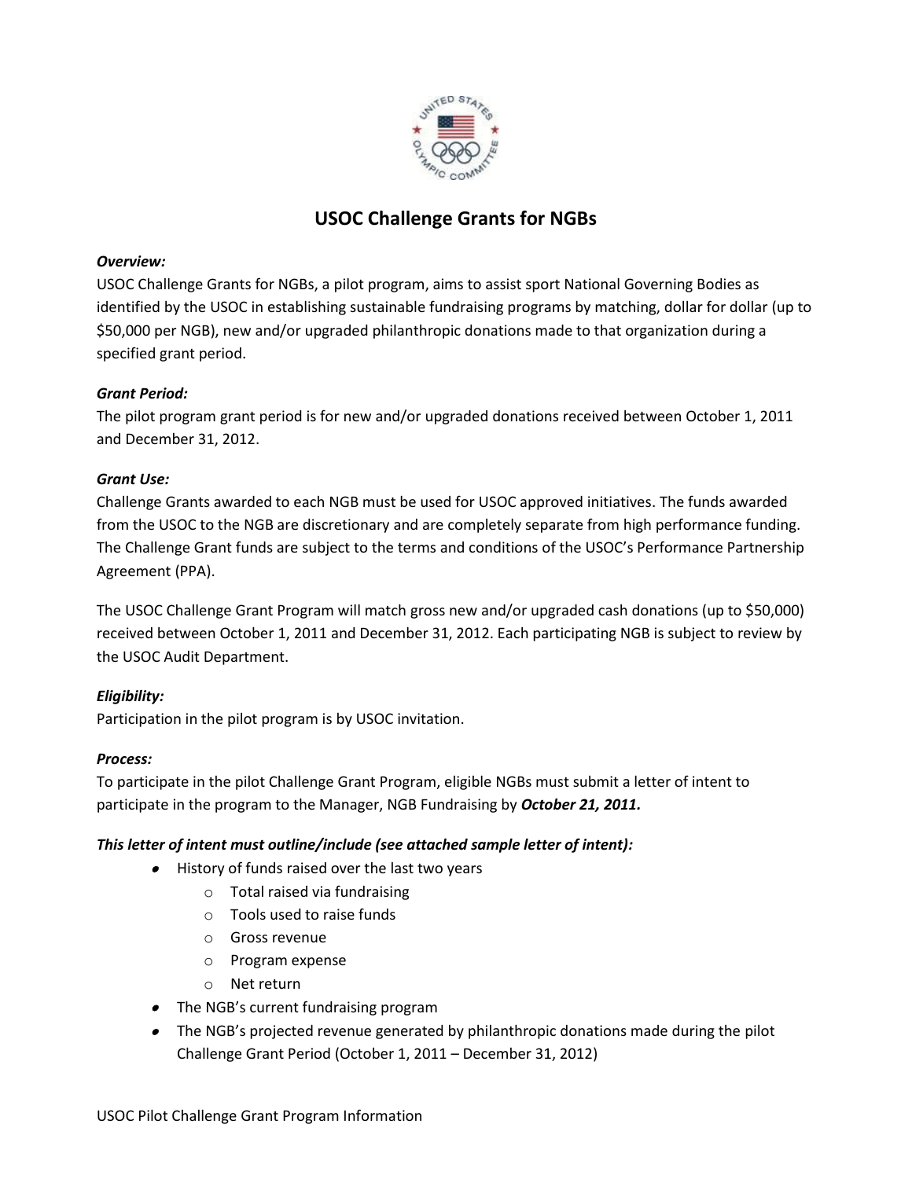# USOC Challenge Grants for NGBs

***Overview:***
USOC Challenge Grants for NGBs, a pilot program, aims to assist sport National Governing Bodies as identified by the USOC in establishing sustainable fundraising programs by matching, dollar for dollar (up to $50,000 per NGB), new and/or upgraded philanthropic donations made to that organization during a specified grant period.

***Grant Period:***
The pilot program grant period is for new and/or upgraded donations received between October 1, 2011 and December 31, 2012.

***Grant Use:***
Challenge Grants awarded to each NGB must be used for USOC approved initiatives. The funds awarded from the USOC to the NGB are discretionary and are completely separate from high performance funding. The Challenge Grant funds are subject to the terms and conditions of the USOC's Performance Partnership Agreement (PPA).

The USOC Challenge Grant Program will match gross new and/or upgraded cash donations (up to $50,000) received between October 1, 2011 and December 31, 2012. Each participating NGB is subject to review by the USOC Audit Department.

***Eligibility:***
Participation in the pilot program is by USOC invitation.

***Process:***
To participate in the pilot Challenge Grant Program, eligible NGBs must submit a letter of intent to participate in the program to the Manager, NGB Fundraising by ***October 21, 2011.***

***This letter of intent must outline/include (see attached sample letter of intent):***

- History of funds raised over the last two years
  - Total raised via fundraising
  - Tools used to raise funds
  - Gross revenue
  - Program expense
  - Net return
- The NGB's current fundraising program
- The NGB's projected revenue generated by philanthropic donations made during the pilot Challenge Grant Period (October 1, 2011 – December 31, 2012)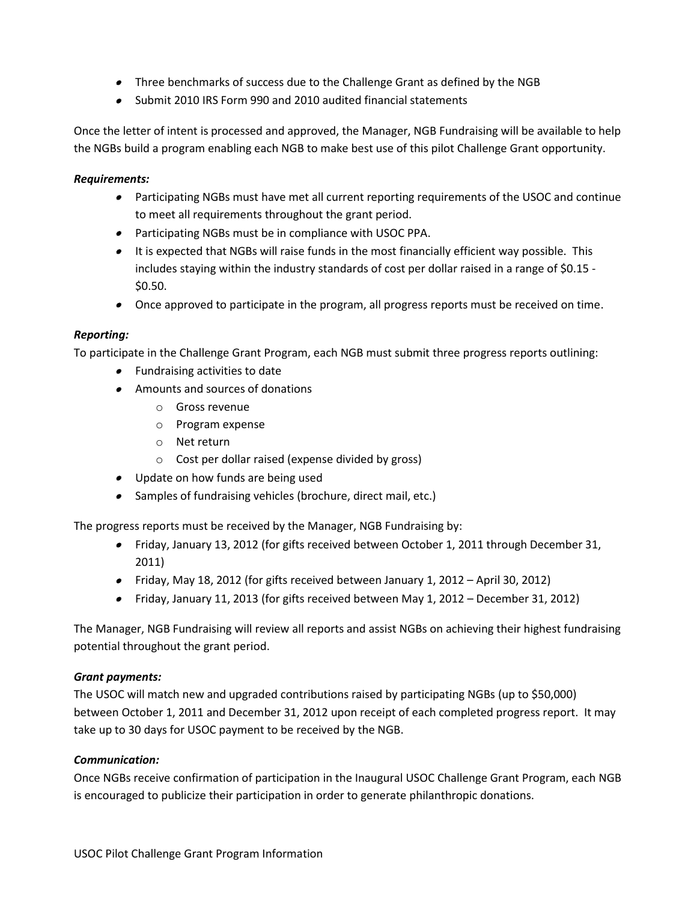- Three benchmarks of success due to the Challenge Grant as defined by the NGB
- Submit 2010 IRS Form 990 and 2010 audited financial statements

Once the letter of intent is processed and approved, the Manager, NGB Fundraising will be available to help the NGBs build a program enabling each NGB to make best use of this pilot Challenge Grant opportunity.

***Requirements:***

- Participating NGBs must have met all current reporting requirements of the USOC and continue to meet all requirements throughout the grant period.
- Participating NGBs must be in compliance with USOC PPA.
- It is expected that NGBs will raise funds in the most financially efficient way possible. This includes staying within the industry standards of cost per dollar raised in a range of $0.15 - $0.50.
- Once approved to participate in the program, all progress reports must be received on time.

***Reporting:***

To participate in the Challenge Grant Program, each NGB must submit three progress reports outlining:

- Fundraising activities to date
- Amounts and sources of donations
    - Gross revenue
    - Program expense
    - Net return
    - Cost per dollar raised (expense divided by gross)
- Update on how funds are being used
- Samples of fundraising vehicles (brochure, direct mail, etc.)

The progress reports must be received by the Manager, NGB Fundraising by:

- Friday, January 13, 2012 (for gifts received between October 1, 2011 through December 31, 2011)
- Friday, May 18, 2012 (for gifts received between January 1, 2012 – April 30, 2012)
- Friday, January 11, 2013 (for gifts received between May 1, 2012 – December 31, 2012)

The Manager, NGB Fundraising will review all reports and assist NGBs on achieving their highest fundraising potential throughout the grant period.

***Grant payments:***

The USOC will match new and upgraded contributions raised by participating NGBs (up to $50,000) between October 1, 2011 and December 31, 2012 upon receipt of each completed progress report. It may take up to 30 days for USOC payment to be received by the NGB.

***Communication:***

Once NGBs receive confirmation of participation in the Inaugural USOC Challenge Grant Program, each NGB is encouraged to publicize their participation in order to generate philanthropic donations.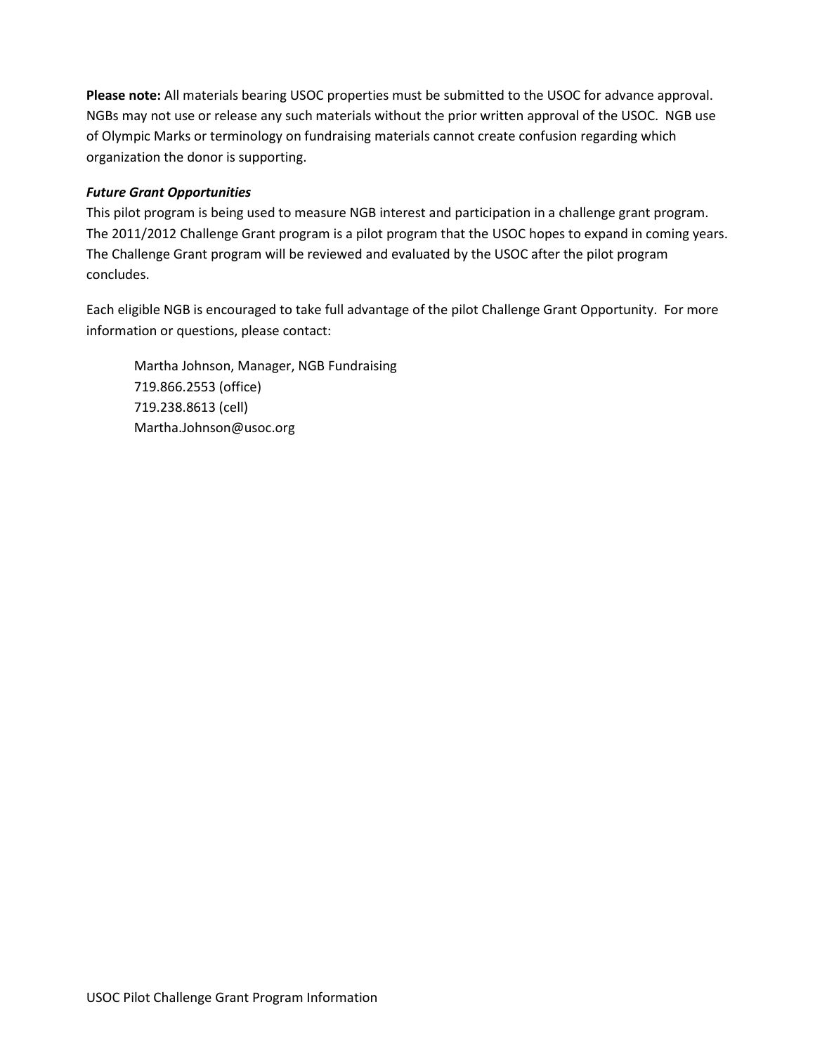**Please note:** All materials bearing USOC properties must be submitted to the USOC for advance approval. NGBs may not use or release any such materials without the prior written approval of the USOC. NGB use of Olympic Marks or terminology on fundraising materials cannot create confusion regarding which organization the donor is supporting.

***Future Grant Opportunities***

This pilot program is being used to measure NGB interest and participation in a challenge grant program. The 2011/2012 Challenge Grant program is a pilot program that the USOC hopes to expand in coming years. The Challenge Grant program will be reviewed and evaluated by the USOC after the pilot program concludes.

Each eligible NGB is encouraged to take full advantage of the pilot Challenge Grant Opportunity. For more information or questions, please contact:

> Martha Johnson, Manager, NGB Fundraising
> 719.866.2553 (office)
> 719.238.8613 (cell)
> Martha.Johnson@usoc.org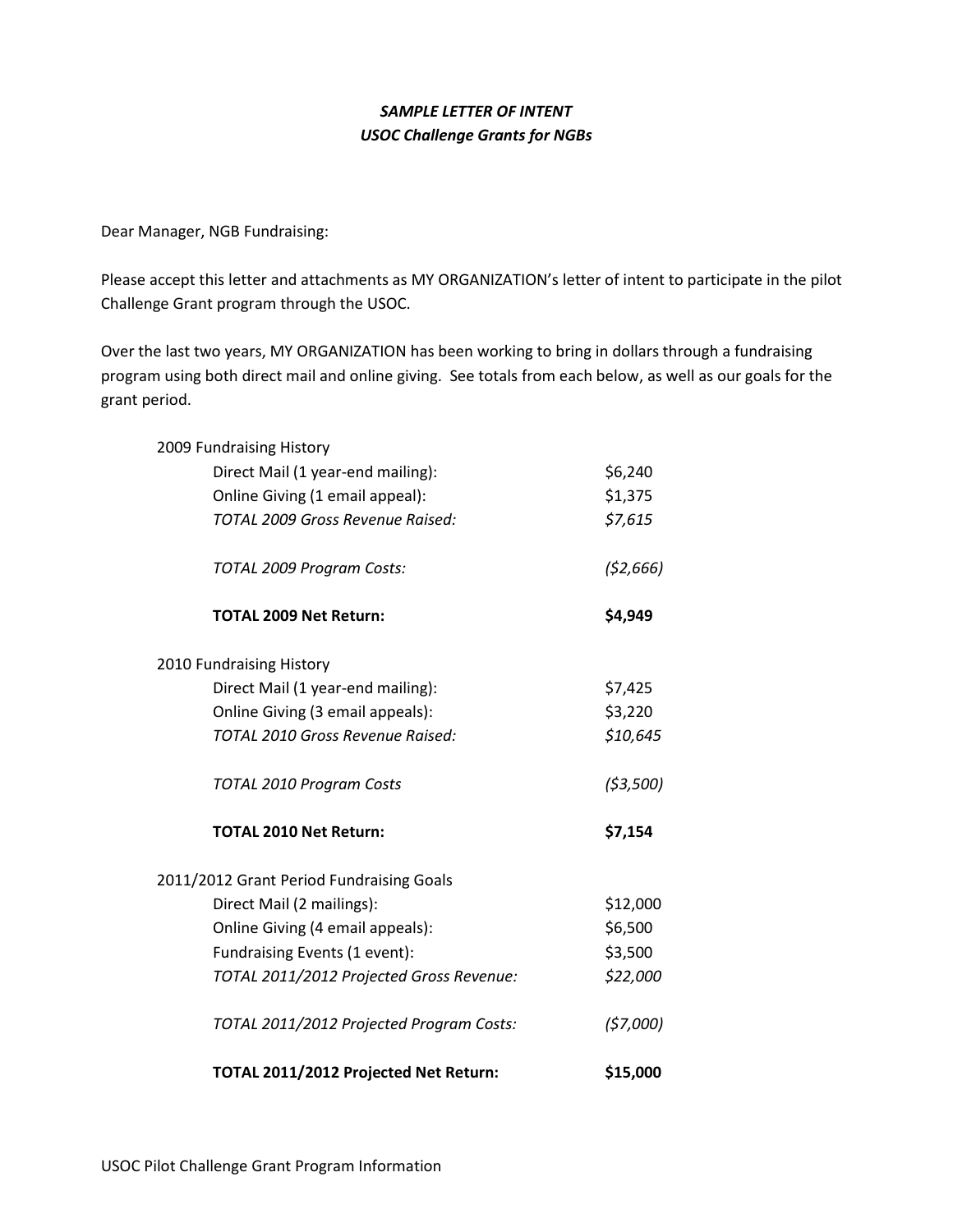***SAMPLE LETTER OF INTENT***
***USOC Challenge Grants for NGBs***

Dear Manager, NGB Fundraising:

Please accept this letter and attachments as MY ORGANIZATION's letter of intent to participate in the pilot Challenge Grant program through the USOC.

Over the last two years, MY ORGANIZATION has been working to bring in dollars through a fundraising program using both direct mail and online giving. See totals from each below, as well as our goals for the grant period.

| | |
|---|---|
| 2009 Fundraising History | |
| Direct Mail (1 year-end mailing): | $6,240 |
| Online Giving (1 email appeal): | $1,375 |
| *TOTAL 2009 Gross Revenue Raised:* | *$7,615* |
| *TOTAL 2009 Program Costs:* | *($2,666)* |
| **TOTAL 2009 Net Return:** | **$4,949** |
| 2010 Fundraising History | |
| Direct Mail (1 year-end mailing): | $7,425 |
| Online Giving (3 email appeals): | $3,220 |
| *TOTAL 2010 Gross Revenue Raised:* | *$10,645* |
| *TOTAL 2010 Program Costs* | *($3,500)* |
| **TOTAL 2010 Net Return:** | **$7,154** |
| 2011/2012 Grant Period Fundraising Goals | |
| Direct Mail (2 mailings): | $12,000 |
| Online Giving (4 email appeals): | $6,500 |
| Fundraising Events (1 event): | $3,500 |
| *TOTAL 2011/2012 Projected Gross Revenue:* | *$22,000* |
| *TOTAL 2011/2012 Projected Program Costs:* | *($7,000)* |
| **TOTAL 2011/2012 Projected Net Return:** | **$15,000** |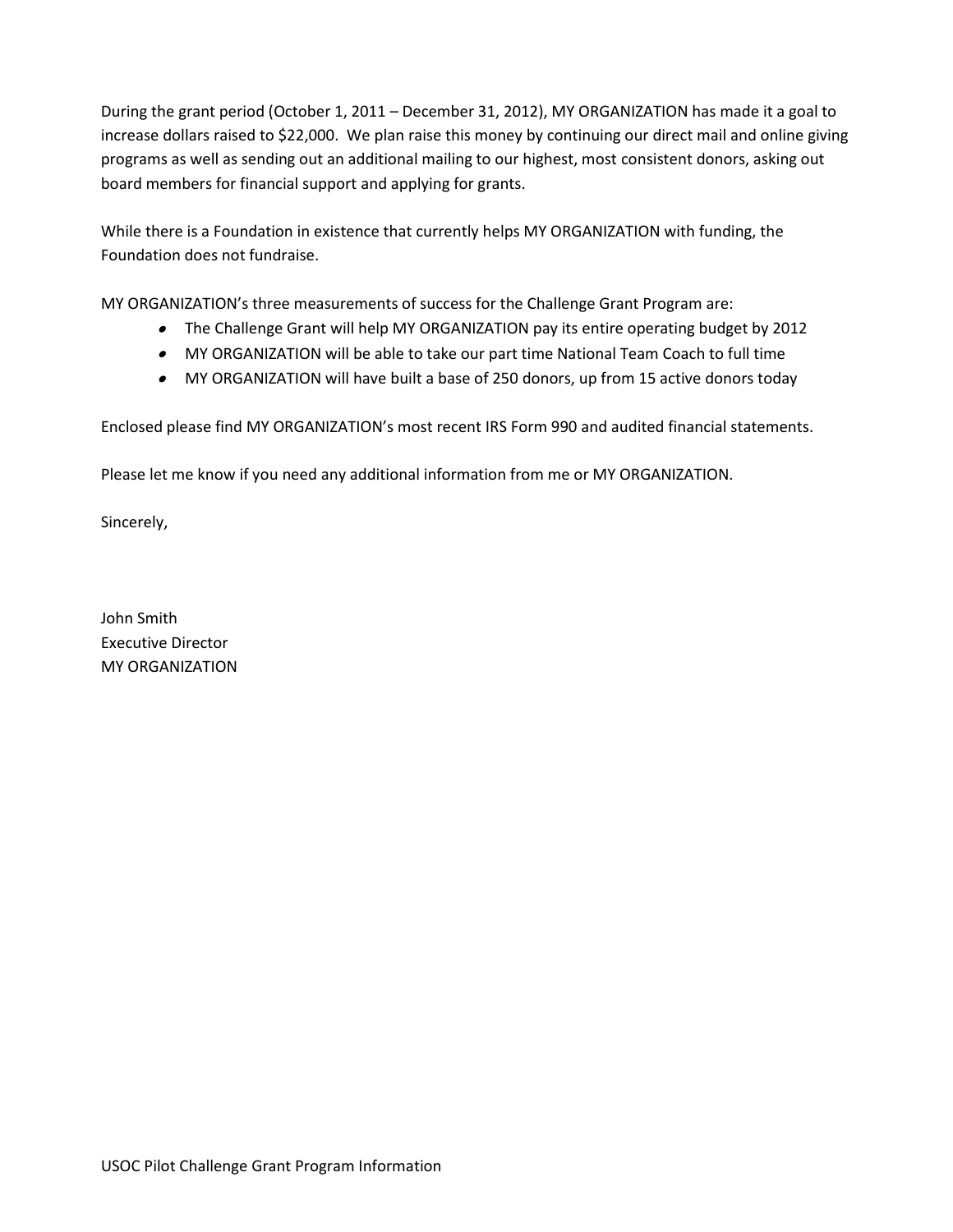During the grant period (October 1, 2011 – December 31, 2012), MY ORGANIZATION has made it a goal to increase dollars raised to $22,000. We plan raise this money by continuing our direct mail and online giving programs as well as sending out an additional mailing to our highest, most consistent donors, asking out board members for financial support and applying for grants.

While there is a Foundation in existence that currently helps MY ORGANIZATION with funding, the Foundation does not fundraise.

MY ORGANIZATION's three measurements of success for the Challenge Grant Program are:

- The Challenge Grant will help MY ORGANIZATION pay its entire operating budget by 2012
- MY ORGANIZATION will be able to take our part time National Team Coach to full time
- MY ORGANIZATION will have built a base of 250 donors, up from 15 active donors today

Enclosed please find MY ORGANIZATION's most recent IRS Form 990 and audited financial statements.

Please let me know if you need any additional information from me or MY ORGANIZATION.

Sincerely,

John Smith
Executive Director
MY ORGANIZATION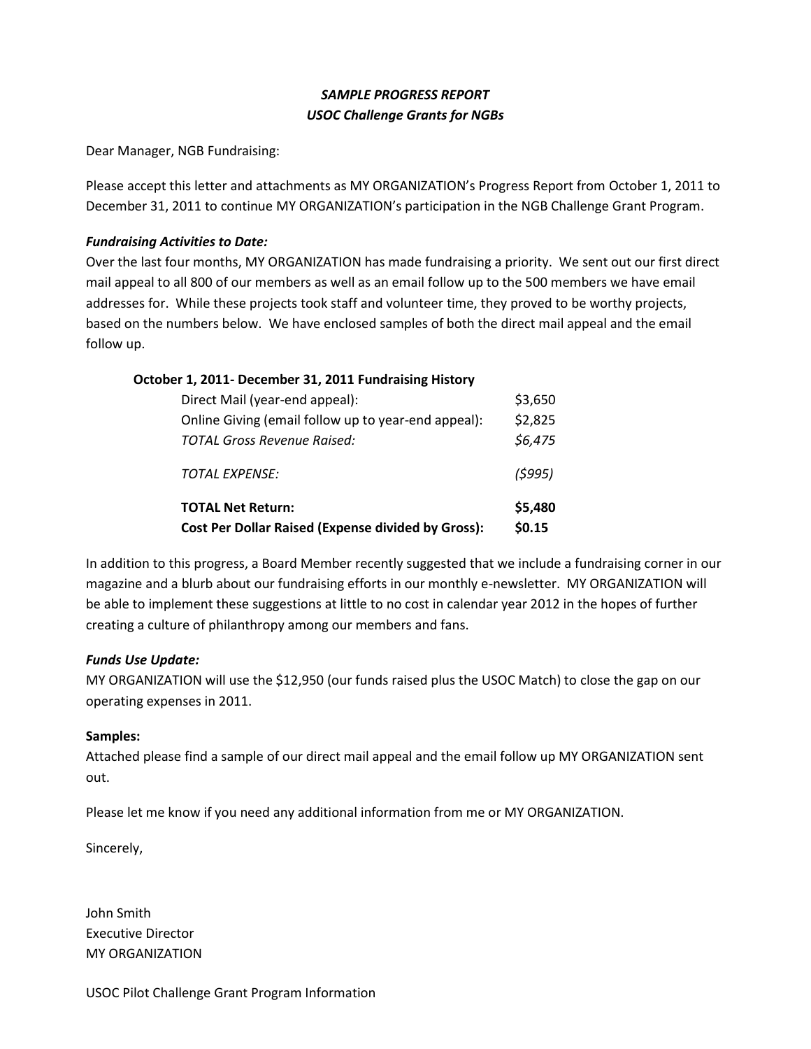***SAMPLE PROGRESS REPORT***

***USOC Challenge Grants for NGBs***

Dear Manager, NGB Fundraising:

Please accept this letter and attachments as MY ORGANIZATION's Progress Report from October 1, 2011 to December 31, 2011 to continue MY ORGANIZATION's participation in the NGB Challenge Grant Program.

***Fundraising Activities to Date:***

Over the last four months, MY ORGANIZATION has made fundraising a priority. We sent out our first direct mail appeal to all 800 of our members as well as an email follow up to the 500 members we have email addresses for. While these projects took staff and volunteer time, they proved to be worthy projects, based on the numbers below. We have enclosed samples of both the direct mail appeal and the email follow up.

| **October 1, 2011- December 31, 2011 Fundraising History** | |
|---|---|
| Direct Mail (year-end appeal): | $3,650 |
| Online Giving (email follow up to year-end appeal): | $2,825 |
| *TOTAL Gross Revenue Raised:* | *$6,475* |
| *TOTAL EXPENSE:* | *($995)* |
| **TOTAL Net Return:** | **$5,480** |
| **Cost Per Dollar Raised (Expense divided by Gross):** | **$0.15** |

In addition to this progress, a Board Member recently suggested that we include a fundraising corner in our magazine and a blurb about our fundraising efforts in our monthly e-newsletter. MY ORGANIZATION will be able to implement these suggestions at little to no cost in calendar year 2012 in the hopes of further creating a culture of philanthropy among our members and fans.

***Funds Use Update:***

MY ORGANIZATION will use the $12,950 (our funds raised plus the USOC Match) to close the gap on our operating expenses in 2011.

**Samples:**

Attached please find a sample of our direct mail appeal and the email follow up MY ORGANIZATION sent out.

Please let me know if you need any additional information from me or MY ORGANIZATION.

Sincerely,

John Smith
Executive Director
MY ORGANIZATION

USOC Pilot Challenge Grant Program Information